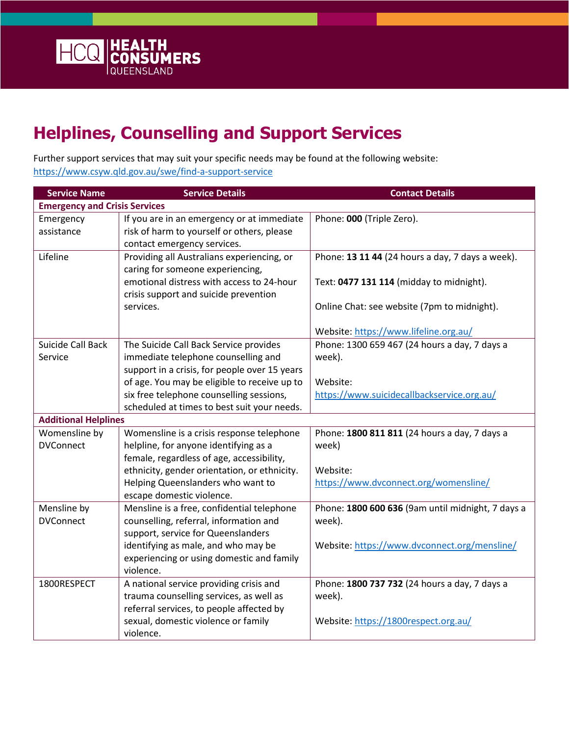# Helplines, Counselling and Support Services

Further support services that may suit your specific needs may be found at the following website: https://www.csyw.qld.gov.au/swe/find-a-support-service

| Service Name | Service Details | Contact Details |
|---|---|---|
| **Emergency and Crisis Services** | | |
| Emergency assistance | If you are in an emergency or at immediate risk of harm to yourself or others, please contact emergency services. | Phone: **000** (Triple Zero). |
| Lifeline | Providing all Australians experiencing, or caring for someone experiencing, emotional distress with access to 24-hour crisis support and suicide prevention services. | Phone: **13 11 44** (24 hours a day, 7 days a week).<br><br>Text: **0477 131 114** (midday to midnight).<br><br>Online Chat: see website (7pm to midnight).<br><br>Website: https://www.lifeline.org.au/ |
| Suicide Call Back Service | The Suicide Call Back Service provides immediate telephone counselling and support in a crisis, for people over 15 years of age. You may be eligible to receive up to six free telephone counselling sessions, scheduled at times to best suit your needs. | Phone: 1300 659 467 (24 hours a day, 7 days a week).<br><br>Website: https://www.suicidecallbackservice.org.au/ |
| **Additional Helplines** | | |
| Womensline by DVConnect | Womensline is a crisis response telephone helpline, for anyone identifying as a female, regardless of age, accessibility, ethnicity, gender orientation, or ethnicity. Helping Queenslanders who want to escape domestic violence. | Phone: **1800 811 811** (24 hours a day, 7 days a week)<br><br>Website: https://www.dvconnect.org/womensline/ |
| Mensline by DVConnect | Mensline is a free, confidential telephone counselling, referral, information and support, service for Queenslanders identifying as male, and who may be experiencing or using domestic and family violence. | Phone: **1800 600 636** (9am until midnight, 7 days a week).<br><br>Website: https://www.dvconnect.org/mensline/ |
| 1800RESPECT | A national service providing crisis and trauma counselling services, as well as referral services, to people affected by sexual, domestic violence or family violence. | Phone: **1800 737 732** (24 hours a day, 7 days a week).<br><br>Website: https://1800respect.org.au/ |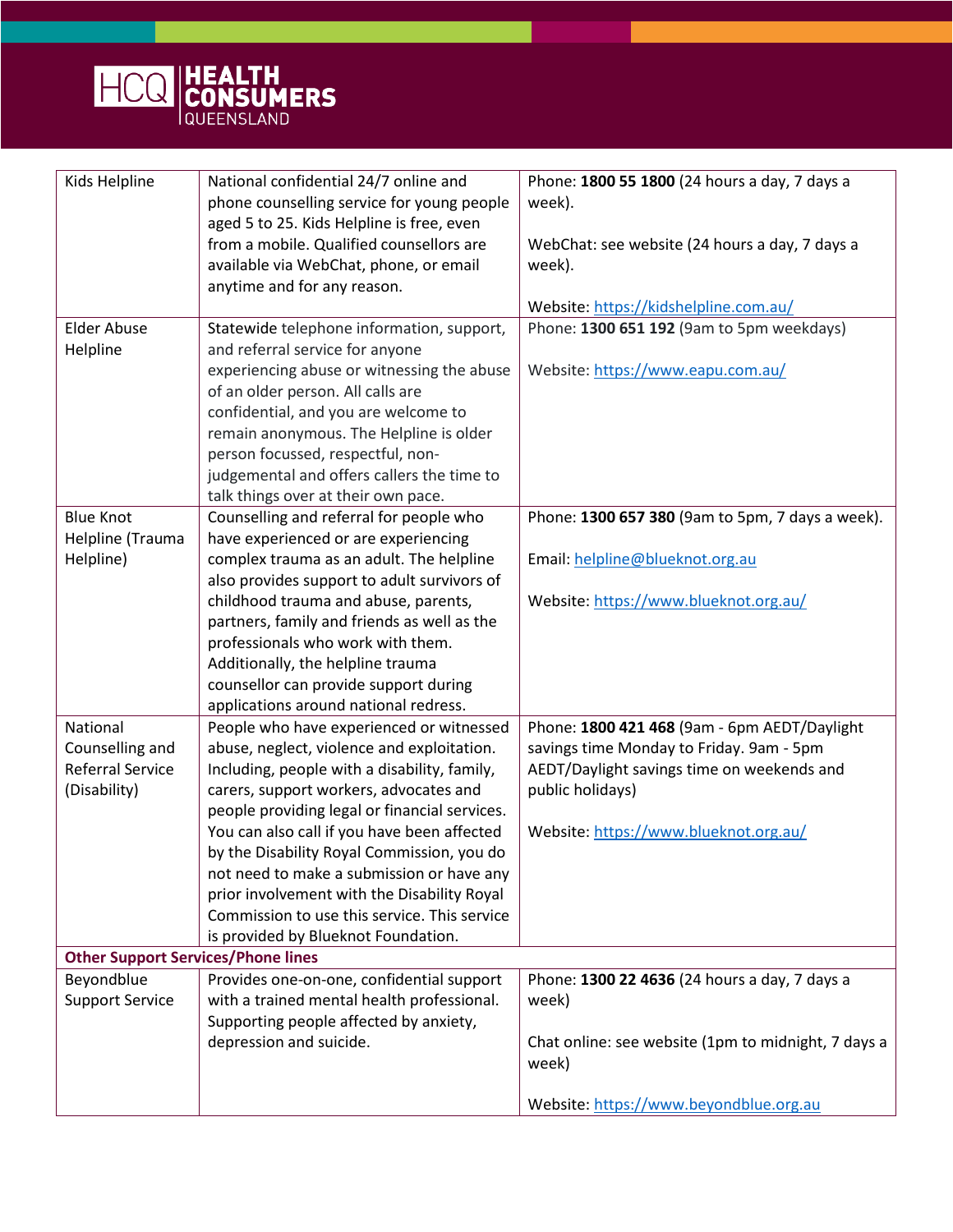| | | |
|---|---|---|
| Kids Helpline | National confidential 24/7 online and phone counselling service for young people aged 5 to 25. Kids Helpline is free, even from a mobile. Qualified counsellors are available via WebChat, phone, or email anytime and for any reason. | Phone: **1800 55 1800** (24 hours a day, 7 days a week).<br><br>WebChat: see website (24 hours a day, 7 days a week).<br><br>Website: https://kidshelpline.com.au/ |
| Elder Abuse Helpline | Statewide telephone information, support, and referral service for anyone experiencing abuse or witnessing the abuse of an older person. All calls are confidential, and you are welcome to remain anonymous. The Helpline is older person focussed, respectful, non-judgemental and offers callers the time to talk things over at their own pace. | Phone: **1300 651 192** (9am to 5pm weekdays)<br><br>Website: https://www.eapu.com.au/ |
| Blue Knot Helpline (Trauma Helpline) | Counselling and referral for people who have experienced or are experiencing complex trauma as an adult. The helpline also provides support to adult survivors of childhood trauma and abuse, parents, partners, family and friends as well as the professionals who work with them. Additionally, the helpline trauma counsellor can provide support during applications around national redress. | Phone: **1300 657 380** (9am to 5pm, 7 days a week).<br><br>Email: helpline@blueknot.org.au<br><br>Website: https://www.blueknot.org.au/ |
| National Counselling and Referral Service (Disability) | People who have experienced or witnessed abuse, neglect, violence and exploitation. Including, people with a disability, family, carers, support workers, advocates and people providing legal or financial services. You can also call if you have been affected by the Disability Royal Commission, you do not need to make a submission or have any prior involvement with the Disability Royal Commission to use this service. This service is provided by Blueknot Foundation. | Phone: **1800 421 468** (9am - 6pm AEDT/Daylight savings time Monday to Friday. 9am - 5pm AEDT/Daylight savings time on weekends and public holidays)<br><br>Website: https://www.blueknot.org.au/ |
| **Other Support Services/Phone lines** | | |
| Beyondblue Support Service | Provides one-on-one, confidential support with a trained mental health professional. Supporting people affected by anxiety, depression and suicide. | Phone: **1300 22 4636** (24 hours a day, 7 days a week)<br><br>Chat online: see website (1pm to midnight, 7 days a week)<br><br>Website: https://www.beyondblue.org.au |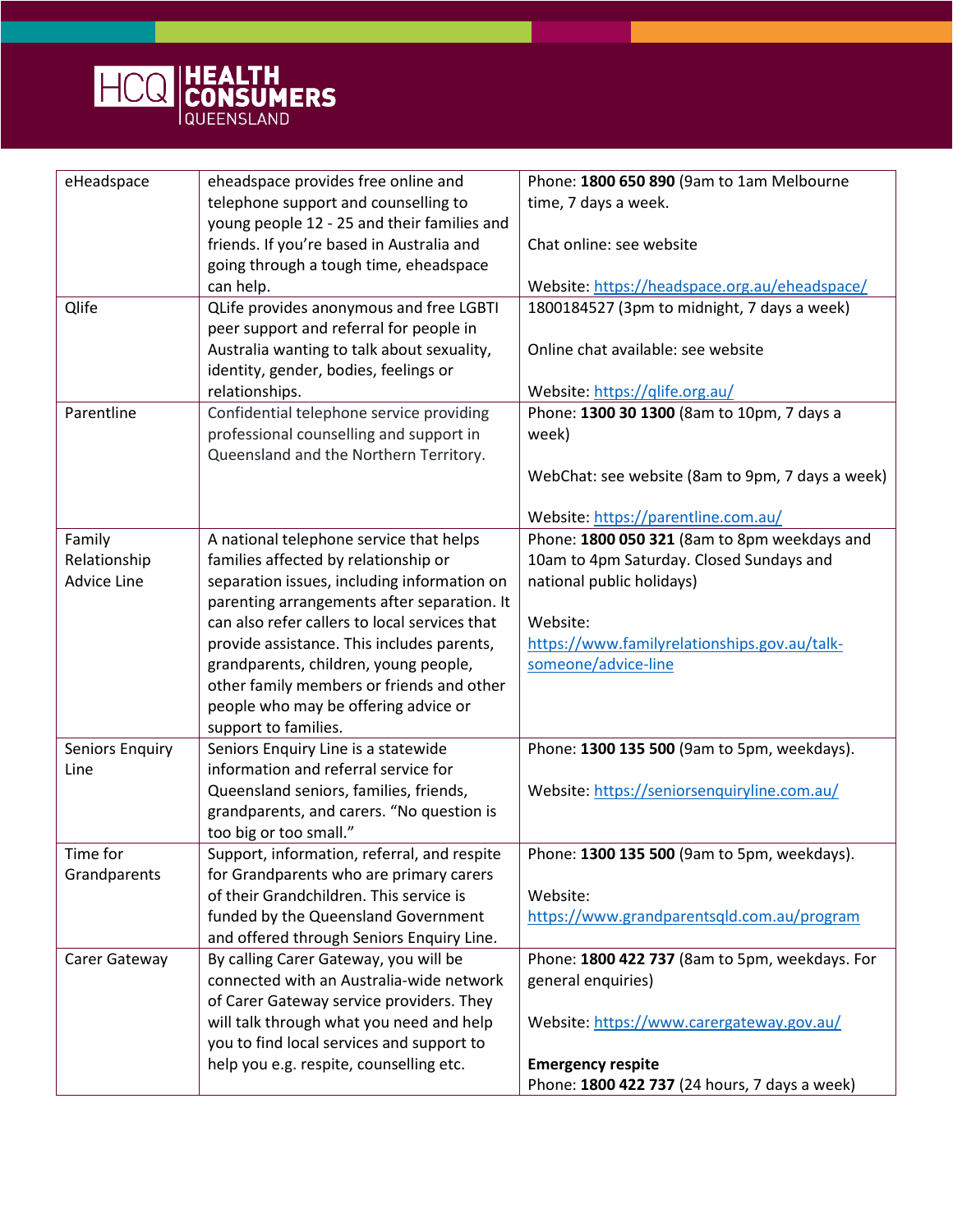| eHeadspace | eheadspace provides free online and telephone support and counselling to young people 12 - 25 and their families and friends. If you're based in Australia and going through a tough time, eheadspace can help. | Phone: **1800 650 890** (9am to 1am Melbourne time, 7 days a week.<br><br>Chat online: see website<br><br>Website: https://headspace.org.au/eheadspace/ |
|---|---|---|
| Qlife | QLife provides anonymous and free LGBTI peer support and referral for people in Australia wanting to talk about sexuality, identity, gender, bodies, feelings or relationships. | 1800184527 (3pm to midnight, 7 days a week)<br><br>Online chat available: see website<br><br>Website: https://qlife.org.au/ |
| Parentline | Confidential telephone service providing professional counselling and support in Queensland and the Northern Territory. | Phone: **1300 30 1300** (8am to 10pm, 7 days a week)<br><br>WebChat: see website (8am to 9pm, 7 days a week)<br><br>Website: https://parentline.com.au/ |
| Family Relationship Advice Line | A national telephone service that helps families affected by relationship or separation issues, including information on parenting arrangements after separation. It can also refer callers to local services that provide assistance. This includes parents, grandparents, children, young people, other family members or friends and other people who may be offering advice or support to families. | Phone: **1800 050 321** (8am to 8pm weekdays and 10am to 4pm Saturday. Closed Sundays and national public holidays)<br><br>Website: https://www.familyrelationships.gov.au/talk-someone/advice-line |
| Seniors Enquiry Line | Seniors Enquiry Line is a statewide information and referral service for Queensland seniors, families, friends, grandparents, and carers. "No question is too big or too small." | Phone: **1300 135 500** (9am to 5pm, weekdays).<br><br>Website: https://seniorsenquiryline.com.au/ |
| Time for Grandparents | Support, information, referral, and respite for Grandparents who are primary carers of their Grandchildren. This service is funded by the Queensland Government and offered through Seniors Enquiry Line. | Phone: **1300 135 500** (9am to 5pm, weekdays).<br><br>Website: https://www.grandparentsqld.com.au/program |
| Carer Gateway | By calling Carer Gateway, you will be connected with an Australia-wide network of Carer Gateway service providers. They will talk through what you need and help you to find local services and support to help you e.g. respite, counselling etc. | Phone: **1800 422 737** (8am to 5pm, weekdays. For general enquiries)<br><br>Website: https://www.carergateway.gov.au/<br><br>**Emergency respite**<br>Phone: **1800 422 737** (24 hours, 7 days a week) |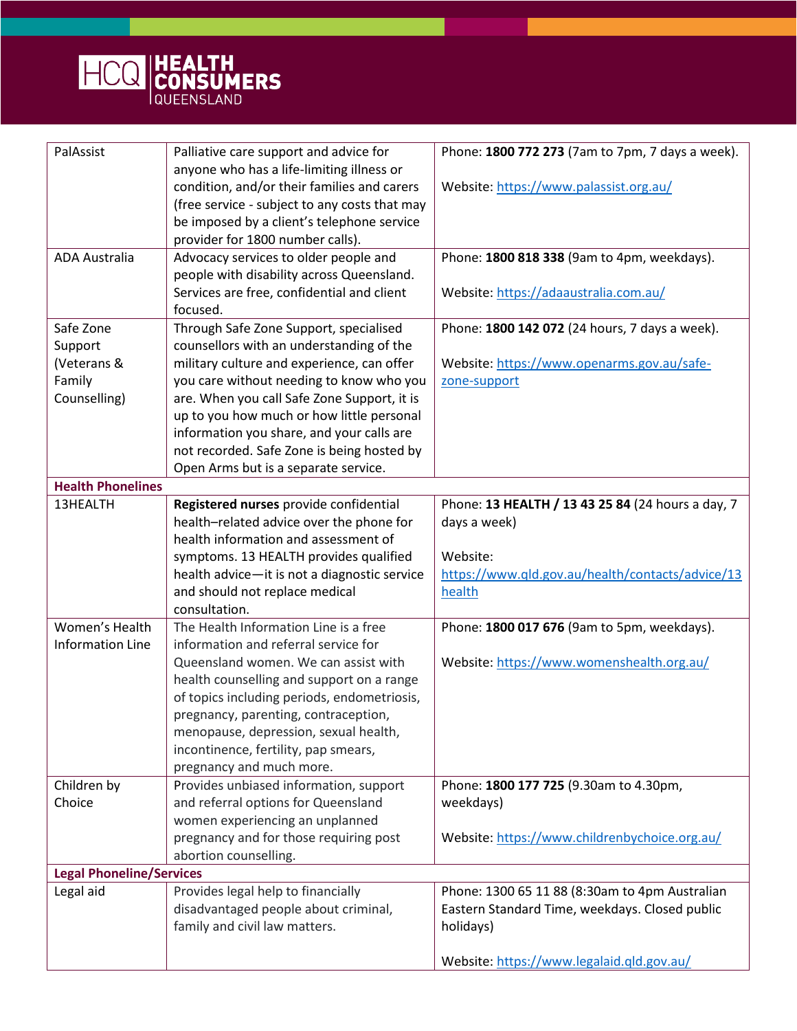| | | |
|---|---|---|
| PalAssist | Palliative care support and advice for anyone who has a life-limiting illness or condition, and/or their families and carers (free service - subject to any costs that may be imposed by a client's telephone service provider for 1800 number calls). | Phone: **1800 772 273** (7am to 7pm, 7 days a week).<br><br>Website: https://www.palassist.org.au/ |
| ADA Australia | Advocacy services to older people and people with disability across Queensland. Services are free, confidential and client focused. | Phone: **1800 818 338** (9am to 4pm, weekdays).<br><br>Website: https://adaaustralia.com.au/ |
| Safe Zone Support (Veterans & Family Counselling) | Through Safe Zone Support, specialised counsellors with an understanding of the military culture and experience, can offer you care without needing to know who you are. When you call Safe Zone Support, it is up to you how much or how little personal information you share, and your calls are not recorded. Safe Zone is being hosted by Open Arms but is a separate service. | Phone: **1800 142 072** (24 hours, 7 days a week).<br><br>Website: https://www.openarms.gov.au/safe-zone-support |
| **Health Phonelines** | | |
| 13HEALTH | **Registered nurses** provide confidential health–related advice over the phone for health information and assessment of symptoms. 13 HEALTH provides qualified health advice—it is not a diagnostic service and should not replace medical consultation. | Phone: **13 HEALTH / 13 43 25 84** (24 hours a day, 7 days a week)<br><br>Website: https://www.qld.gov.au/health/contacts/advice/13health |
| Women's Health Information Line | The Health Information Line is a free information and referral service for Queensland women. We can assist with health counselling and support on a range of topics including periods, endometriosis, pregnancy, parenting, contraception, menopause, depression, sexual health, incontinence, fertility, pap smears, pregnancy and much more. | Phone: **1800 017 676** (9am to 5pm, weekdays).<br><br>Website: https://www.womenshealth.org.au/ |
| Children by Choice | Provides unbiased information, support and referral options for Queensland women experiencing an unplanned pregnancy and for those requiring post abortion counselling. | Phone: **1800 177 725** (9.30am to 4.30pm, weekdays)<br><br>Website: https://www.childrenbychoice.org.au/ |
| **Legal Phoneline/Services** | | |
| Legal aid | Provides legal help to financially disadvantaged people about criminal, family and civil law matters. | Phone: 1300 65 11 88 (8:30am to 4pm Australian Eastern Standard Time, weekdays. Closed public holidays)<br><br>Website: https://www.legalaid.qld.gov.au/ |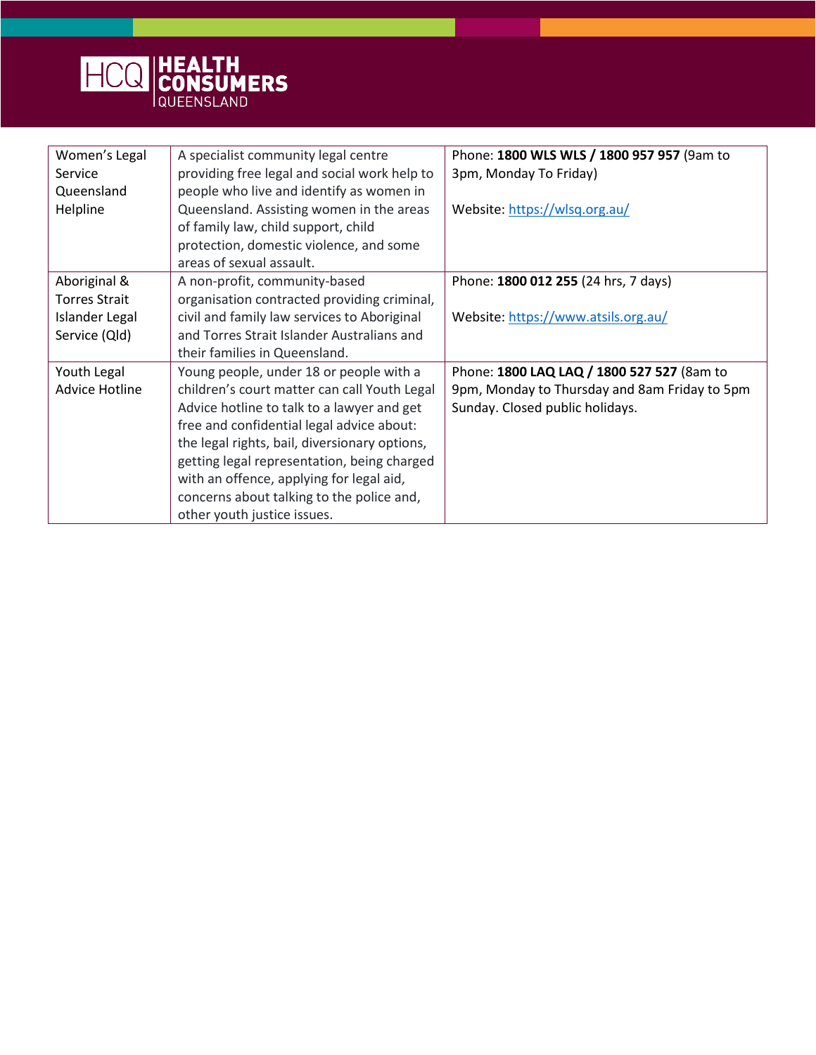| | | |
|---|---|---|
| Women's Legal Service Queensland Helpline | A specialist community legal centre providing free legal and social work help to people who live and identify as women in Queensland. Assisting women in the areas of family law, child support, child protection, domestic violence, and some areas of sexual assault. | Phone: **1800 WLS WLS / 1800 957 957** (9am to 3pm, Monday To Friday)<br><br>Website: https://wlsq.org.au/ |
| Aboriginal & Torres Strait Islander Legal Service (Qld) | A non-profit, community-based organisation contracted providing criminal, civil and family law services to Aboriginal and Torres Strait Islander Australians and their families in Queensland. | Phone: **1800 012 255** (24 hrs, 7 days)<br><br>Website: https://www.atsils.org.au/ |
| Youth Legal Advice Hotline | Young people, under 18 or people with a children's court matter can call Youth Legal Advice hotline to talk to a lawyer and get free and confidential legal advice about: the legal rights, bail, diversionary options, getting legal representation, being charged with an offence, applying for legal aid, concerns about talking to the police and, other youth justice issues. | Phone: **1800 LAQ LAQ / 1800 527 527** (8am to 9pm, Monday to Thursday and 8am Friday to 5pm Sunday. Closed public holidays. |